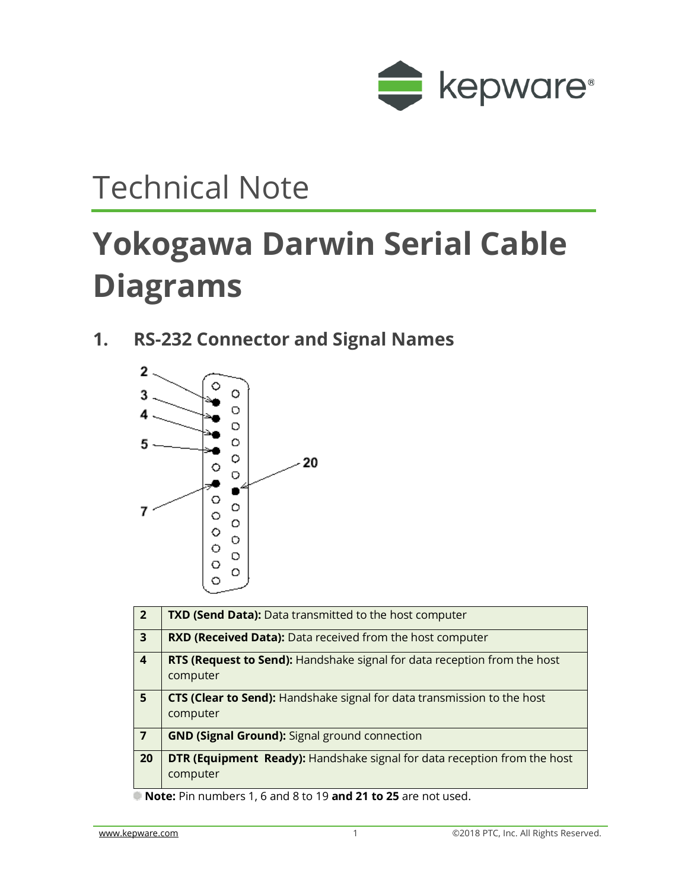Technical Note

# Yokogawa Darwin Serial Cable Diagrams

## 1. RS-232 Connector and Signal Names

| | |
|---|---|
| **2** | **TXD (Send Data):** Data transmitted to the host computer |
| **3** | **RXD (Received Data):** Data received from the host computer |
| **4** | **RTS (Request to Send):** Handshake signal for data reception from the host computer |
| **5** | **CTS (Clear to Send):** Handshake signal for data transmission to the host computer |
| **7** | **GND (Signal Ground):** Signal ground connection |
| **20** | **DTR (Equipment Ready):** Handshake signal for data reception from the host computer |

**Note:** Pin numbers 1, 6 and 8 to 19 **and 21 to 25** are not used.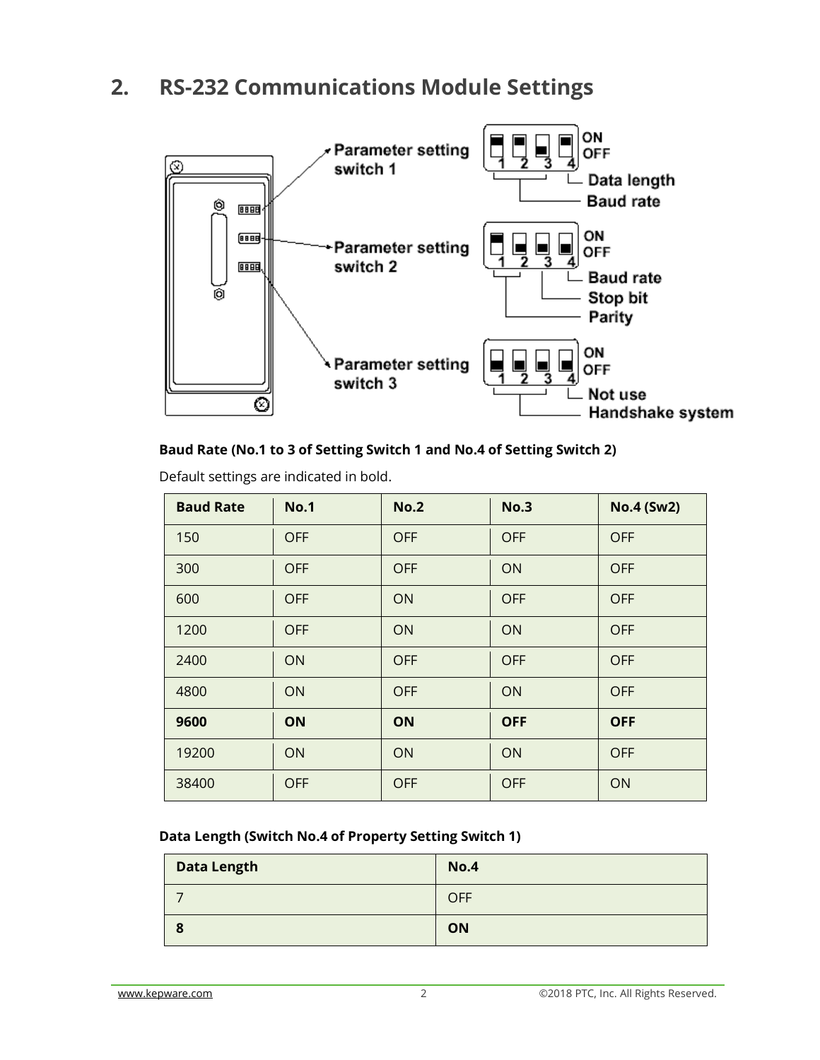## 2. RS-232 Communications Module Settings

Parameter setting switch 1 (ON/OFF, 1 2 3 4): Data length, Baud rate

Parameter setting switch 2 (ON/OFF, 1 2 3 4): Baud rate, Stop bit, Parity

Parameter setting switch 3 (ON/OFF, 1 2 3 4): Not use, Handshake system

**Baud Rate (No.1 to 3 of Setting Switch 1 and No.4 of Setting Switch 2)**

Default settings are indicated in bold.

| Baud Rate | No.1 | No.2 | No.3 | No.4 (Sw2) |
|---|---|---|---|---|
| 150 | OFF | OFF | OFF | OFF |
| 300 | OFF | OFF | ON | OFF |
| 600 | OFF | ON | OFF | OFF |
| 1200 | OFF | ON | ON | OFF |
| 2400 | ON | OFF | OFF | OFF |
| 4800 | ON | OFF | ON | OFF |
| **9600** | **ON** | **ON** | **OFF** | **OFF** |
| 19200 | ON | ON | ON | OFF |
| 38400 | OFF | OFF | OFF | ON |

**Data Length (Switch No.4 of Property Setting Switch 1)**

| Data Length | No.4 |
|---|---|
| 7 | OFF |
| **8** | **ON** |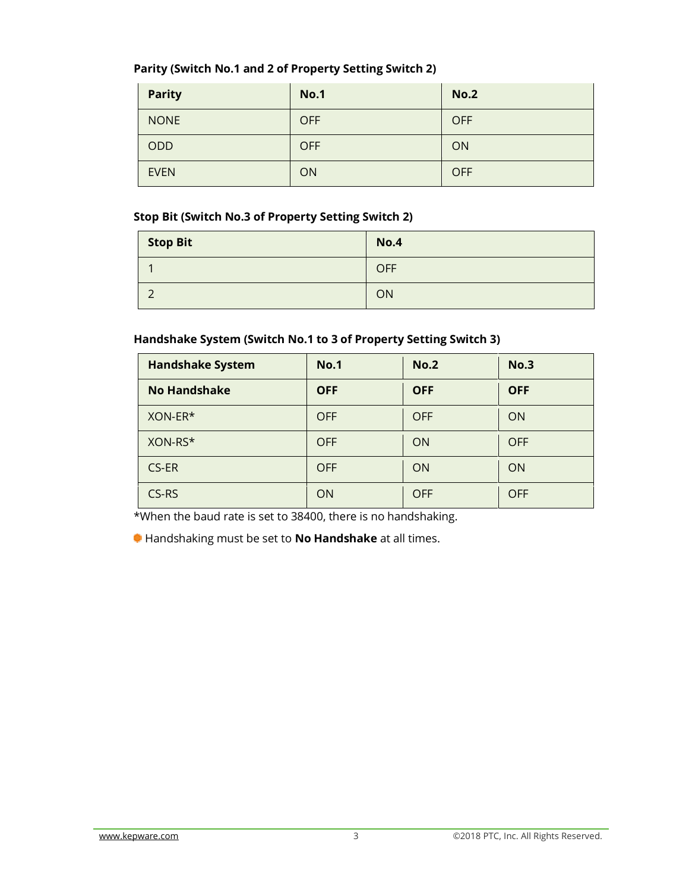**Parity (Switch No.1 and 2 of Property Setting Switch 2)**

| Parity | No.1 | No.2 |
| --- | --- | --- |
| NONE | OFF | OFF |
| ODD | OFF | ON |
| EVEN | ON | OFF |

**Stop Bit (Switch No.3 of Property Setting Switch 2)**

| Stop Bit | No.4 |
| --- | --- |
| 1 | OFF |
| 2 | ON |

**Handshake System (Switch No.1 to 3 of Property Setting Switch 3)**

| Handshake System | No.1 | No.2 | No.3 |
| --- | --- | --- | --- |
| **No Handshake** | **OFF** | **OFF** | **OFF** |
| XON-ER* | OFF | OFF | ON |
| XON-RS* | OFF | ON | OFF |
| CS-ER | OFF | ON | ON |
| CS-RS | ON | OFF | OFF |

*When the baud rate is set to 38400, there is no handshaking.

Handshaking must be set to **No Handshake** at all times.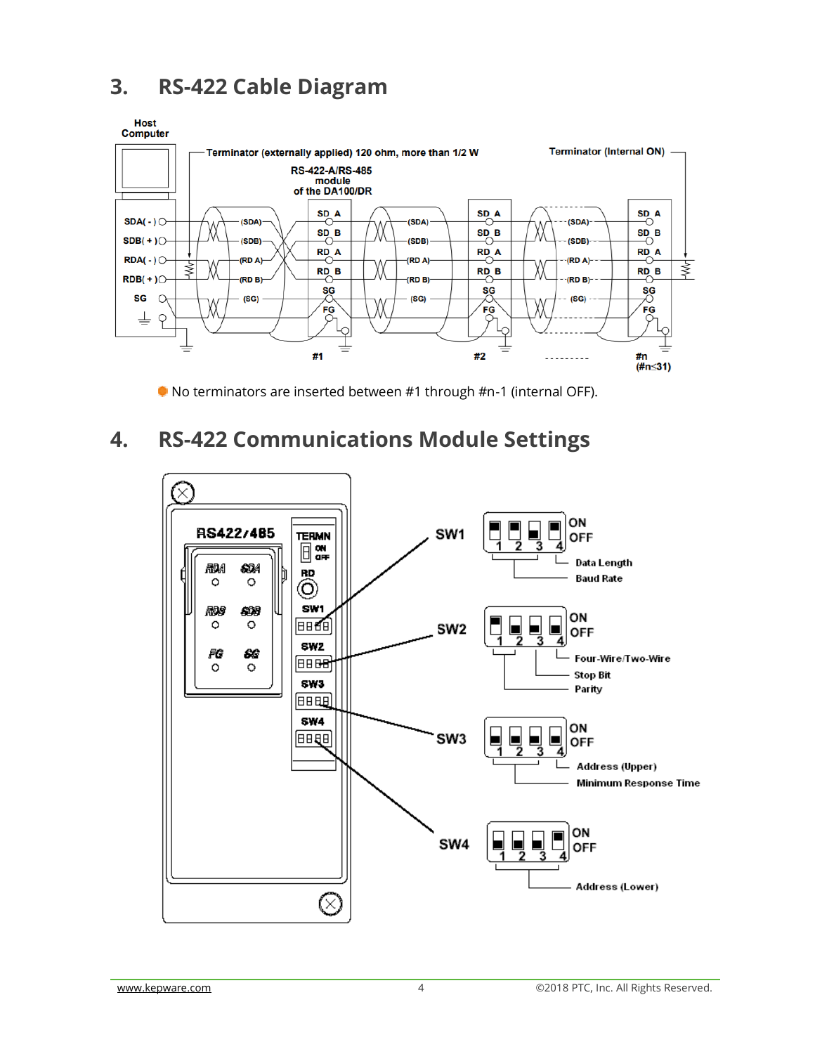## 3. RS-422 Cable Diagram

- No terminators are inserted between #1 through #n-1 (internal OFF).

## 4. RS-422 Communications Module Settings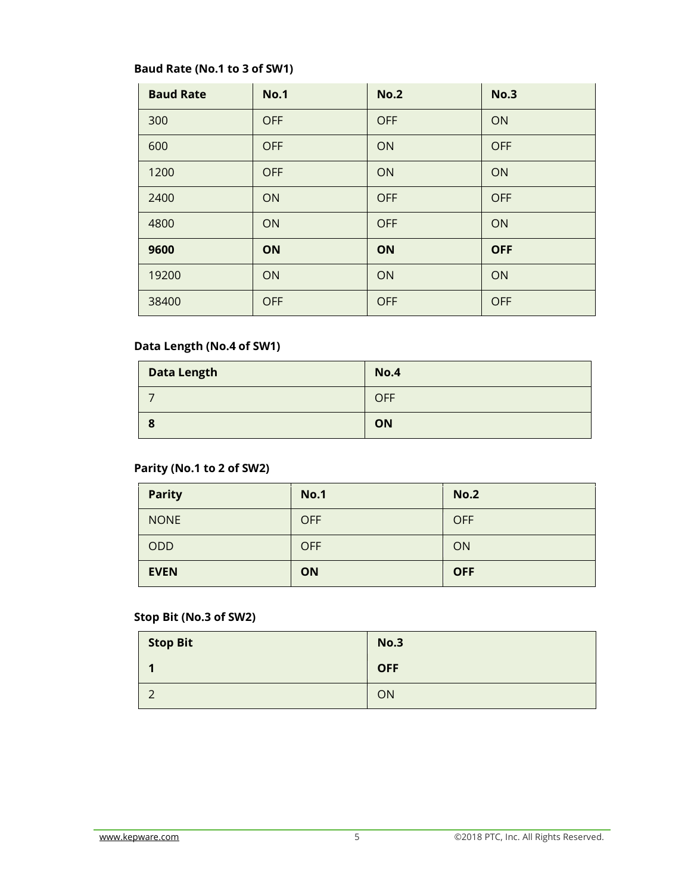**Baud Rate (No.1 to 3 of SW1)**

| Baud Rate | No.1 | No.2 | No.3 |
|---|---|---|---|
| 300 | OFF | OFF | ON |
| 600 | OFF | ON | OFF |
| 1200 | OFF | ON | ON |
| 2400 | ON | OFF | OFF |
| 4800 | ON | OFF | ON |
| **9600** | **ON** | **ON** | **OFF** |
| 19200 | ON | ON | ON |
| 38400 | OFF | OFF | OFF |

**Data Length (No.4 of SW1)**

| Data Length | No.4 |
|---|---|
| 7 | OFF |
| **8** | **ON** |

**Parity (No.1 to 2 of SW2)**

| Parity | No.1 | No.2 |
|---|---|---|
| NONE | OFF | OFF |
| ODD | OFF | ON |
| **EVEN** | **ON** | **OFF** |

**Stop Bit (No.3 of SW2)**

| Stop Bit | No.3 |
|---|---|
| **1** | **OFF** |
| 2 | ON |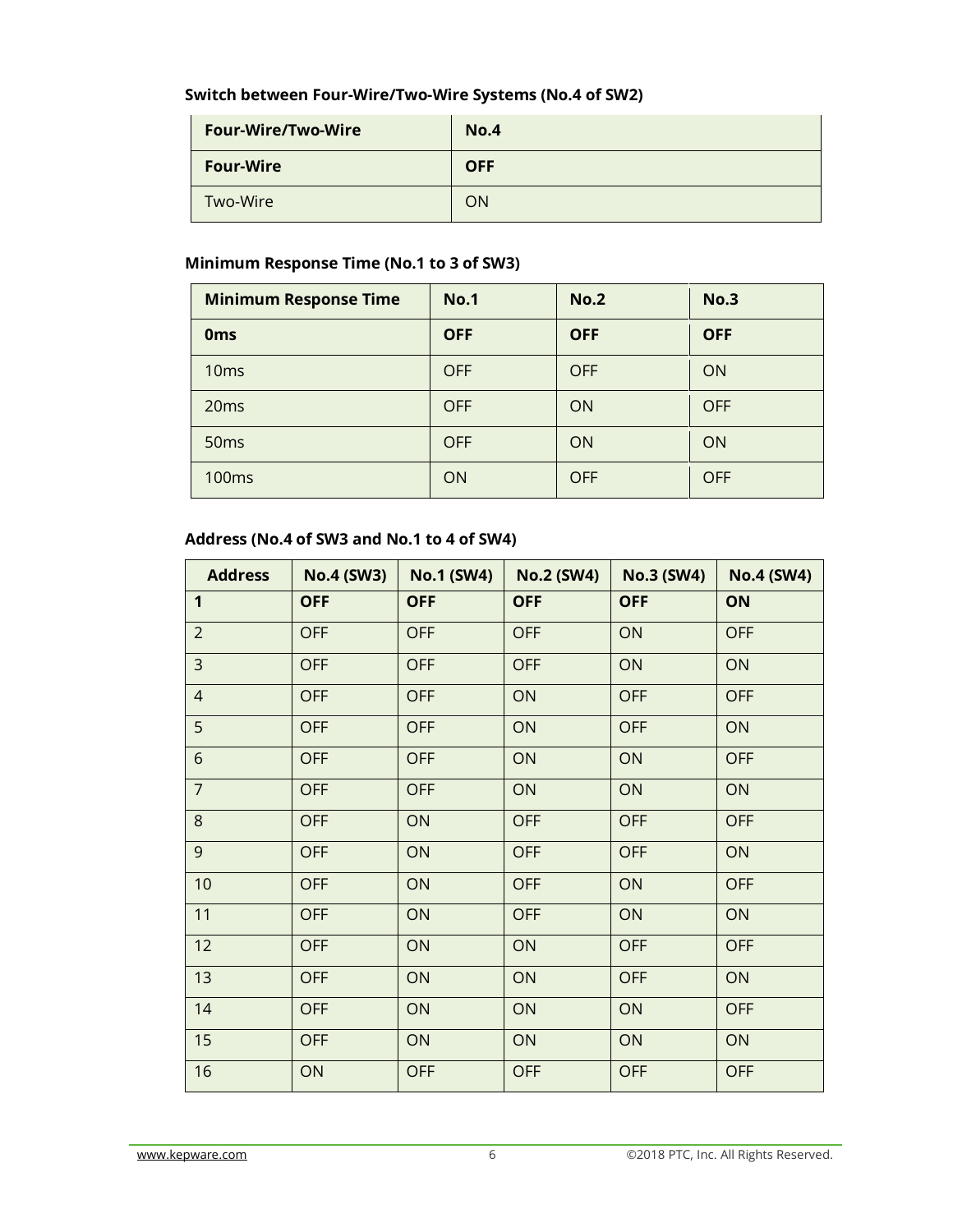**Switch between Four-Wire/Two-Wire Systems (No.4 of SW2)**

| Four-Wire/Two-Wire | No.4 |
| --- | --- |
| **Four-Wire** | **OFF** |
| Two-Wire | ON |

**Minimum Response Time (No.1 to 3 of SW3)**

| Minimum Response Time | No.1 | No.2 | No.3 |
| --- | --- | --- | --- |
| **0ms** | **OFF** | **OFF** | **OFF** |
| 10ms | OFF | OFF | ON |
| 20ms | OFF | ON | OFF |
| 50ms | OFF | ON | ON |
| 100ms | ON | OFF | OFF |

**Address (No.4 of SW3 and No.1 to 4 of SW4)**

| Address | No.4 (SW3) | No.1 (SW4) | No.2 (SW4) | No.3 (SW4) | No.4 (SW4) |
| --- | --- | --- | --- | --- | --- |
| **1** | **OFF** | **OFF** | **OFF** | **OFF** | **ON** |
| 2 | OFF | OFF | OFF | ON | OFF |
| 3 | OFF | OFF | OFF | ON | ON |
| 4 | OFF | OFF | ON | OFF | OFF |
| 5 | OFF | OFF | ON | OFF | ON |
| 6 | OFF | OFF | ON | ON | OFF |
| 7 | OFF | OFF | ON | ON | ON |
| 8 | OFF | ON | OFF | OFF | OFF |
| 9 | OFF | ON | OFF | OFF | ON |
| 10 | OFF | ON | OFF | ON | OFF |
| 11 | OFF | ON | OFF | ON | ON |
| 12 | OFF | ON | ON | OFF | OFF |
| 13 | OFF | ON | ON | OFF | ON |
| 14 | OFF | ON | ON | ON | OFF |
| 15 | OFF | ON | ON | ON | ON |
| 16 | ON | OFF | OFF | OFF | OFF |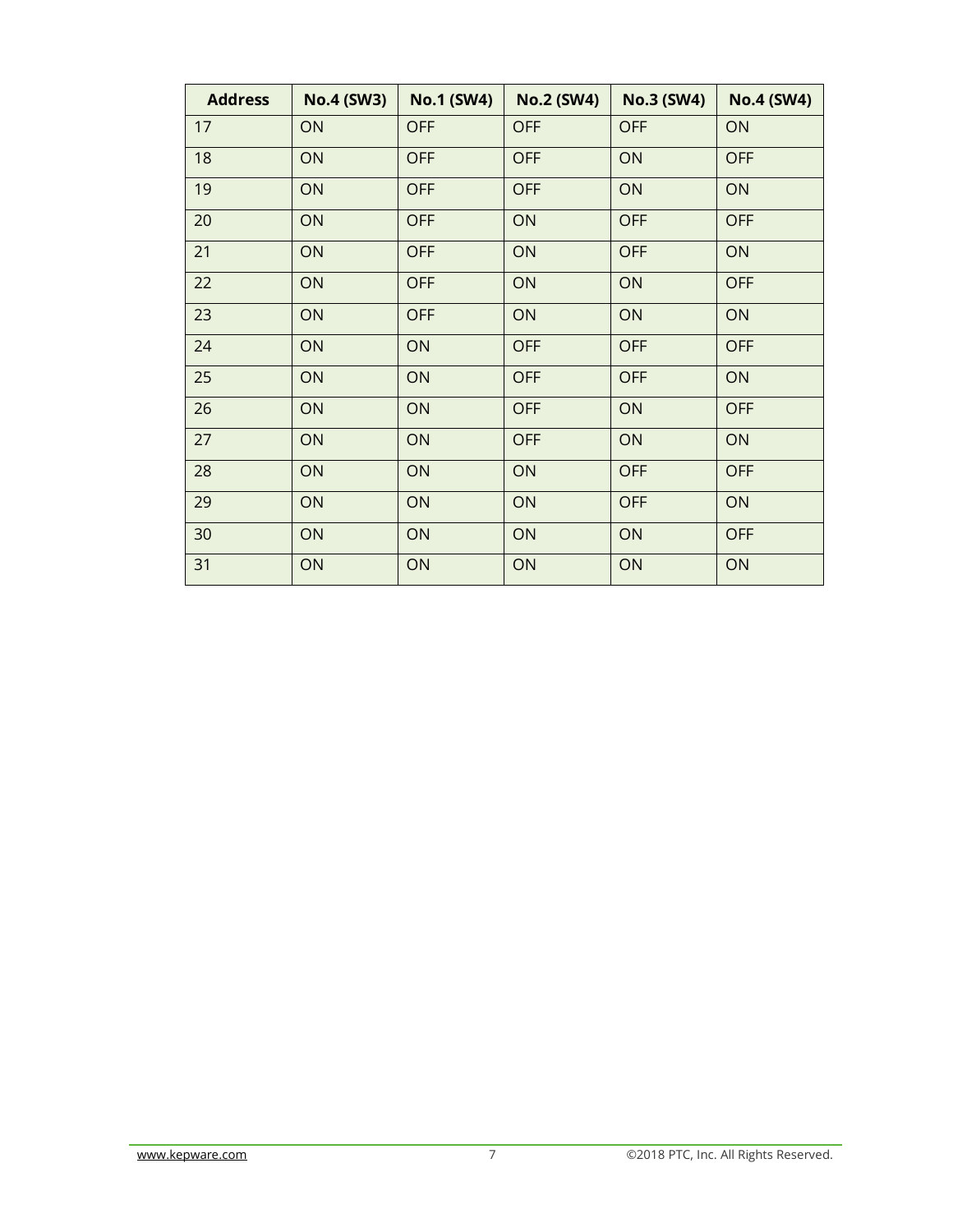| Address | No.4 (SW3) | No.1 (SW4) | No.2 (SW4) | No.3 (SW4) | No.4 (SW4) |
|---|---|---|---|---|---|
| 17 | ON | OFF | OFF | OFF | ON |
| 18 | ON | OFF | OFF | ON | OFF |
| 19 | ON | OFF | OFF | ON | ON |
| 20 | ON | OFF | ON | OFF | OFF |
| 21 | ON | OFF | ON | OFF | ON |
| 22 | ON | OFF | ON | ON | OFF |
| 23 | ON | OFF | ON | ON | ON |
| 24 | ON | ON | OFF | OFF | OFF |
| 25 | ON | ON | OFF | OFF | ON |
| 26 | ON | ON | OFF | ON | OFF |
| 27 | ON | ON | OFF | ON | ON |
| 28 | ON | ON | ON | OFF | OFF |
| 29 | ON | ON | ON | OFF | ON |
| 30 | ON | ON | ON | ON | OFF |
| 31 | ON | ON | ON | ON | ON |